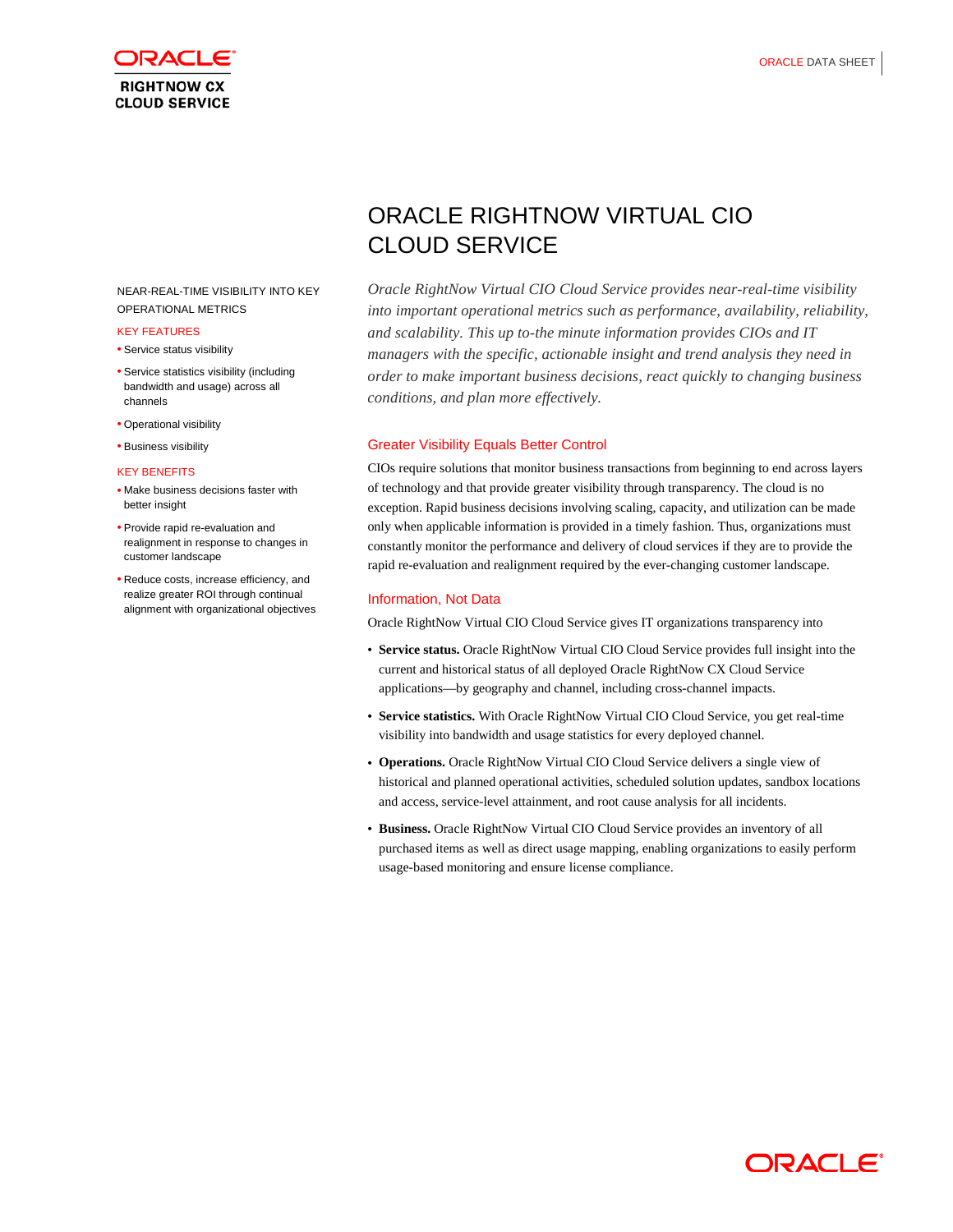ORACLE RIGHTNOW CX CLOUD SERVICE

ORACLE DATA SHEET

# ORACLE RIGHTNOW VIRTUAL CIO CLOUD SERVICE

*Oracle RightNow Virtual CIO Cloud Service provides near-real-time visibility into important operational metrics such as performance, availability, reliability, and scalability. This up to-the minute information provides CIOs and IT managers with the specific, actionable insight and trend analysis they need in order to make important business decisions, react quickly to changing business conditions, and plan more effectively.*

NEAR-REAL-TIME VISIBILITY INTO KEY OPERATIONAL METRICS

KEY FEATURES

- Service status visibility
- Service statistics visibility (including bandwidth and usage) across all channels
- Operational visibility
- Business visibility

KEY BENEFITS

- Make business decisions faster with better insight
- Provide rapid re-evaluation and realignment in response to changes in customer landscape
- Reduce costs, increase efficiency, and realize greater ROI through continual alignment with organizational objectives

## Greater Visibility Equals Better Control

CIOs require solutions that monitor business transactions from beginning to end across layers of technology and that provide greater visibility through transparency. The cloud is no exception. Rapid business decisions involving scaling, capacity, and utilization can be made only when applicable information is provided in a timely fashion. Thus, organizations must constantly monitor the performance and delivery of cloud services if they are to provide the rapid re-evaluation and realignment required by the ever-changing customer landscape.

## Information, Not Data

Oracle RightNow Virtual CIO Cloud Service gives IT organizations transparency into

- **Service status.** Oracle RightNow Virtual CIO Cloud Service provides full insight into the current and historical status of all deployed Oracle RightNow CX Cloud Service applications—by geography and channel, including cross-channel impacts.
- **Service statistics.** With Oracle RightNow Virtual CIO Cloud Service, you get real-time visibility into bandwidth and usage statistics for every deployed channel.
- **Operations.** Oracle RightNow Virtual CIO Cloud Service delivers a single view of historical and planned operational activities, scheduled solution updates, sandbox locations and access, service-level attainment, and root cause analysis for all incidents.
- **Business.** Oracle RightNow Virtual CIO Cloud Service provides an inventory of all purchased items as well as direct usage mapping, enabling organizations to easily perform usage-based monitoring and ensure license compliance.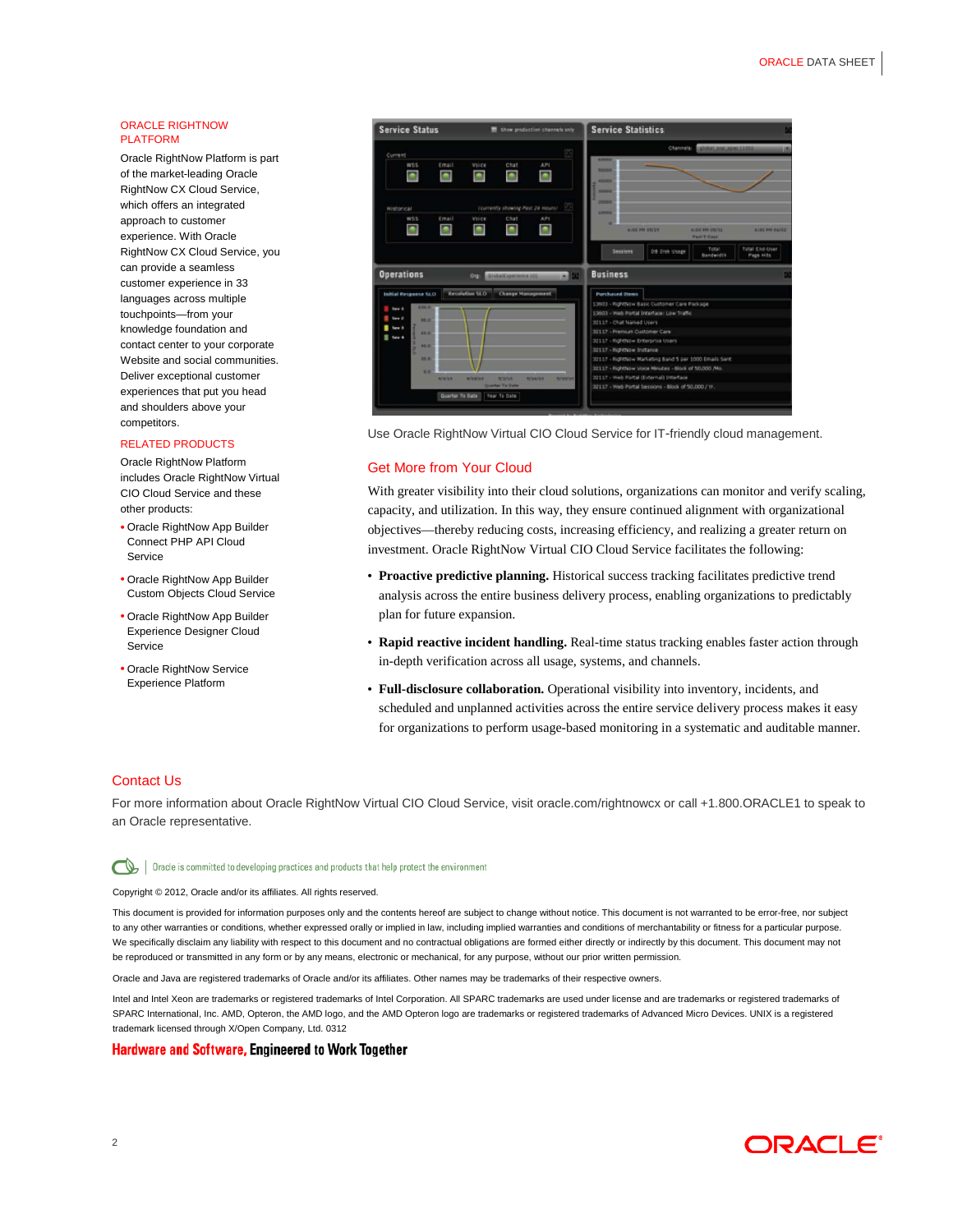## ORACLE RIGHTNOW PLATFORM

Oracle RightNow Platform is part of the market-leading Oracle RightNow CX Cloud Service, which offers an integrated approach to customer experience. With Oracle RightNow CX Cloud Service, you can provide a seamless customer experience in 33 languages across multiple touchpoints—from your knowledge foundation and contact center to your corporate Website and social communities. Deliver exceptional customer experiences that put you head and shoulders above your competitors.

## RELATED PRODUCTS

Oracle RightNow Platform includes Oracle RightNow Virtual CIO Cloud Service and these other products:

- Oracle RightNow App Builder Connect PHP API Cloud Service
- Oracle RightNow App Builder Custom Objects Cloud Service
- Oracle RightNow App Builder Experience Designer Cloud Service
- Oracle RightNow Service Experience Platform

Use Oracle RightNow Virtual CIO Cloud Service for IT-friendly cloud management.

## Get More from Your Cloud

With greater visibility into their cloud solutions, organizations can monitor and verify scaling, capacity, and utilization. In this way, they ensure continued alignment with organizational objectives—thereby reducing costs, increasing efficiency, and realizing a greater return on investment. Oracle RightNow Virtual CIO Cloud Service facilitates the following:

- **Proactive predictive planning.** Historical success tracking facilitates predictive trend analysis across the entire business delivery process, enabling organizations to predictably plan for future expansion.
- **Rapid reactive incident handling.** Real-time status tracking enables faster action through in-depth verification across all usage, systems, and channels.
- **Full-disclosure collaboration.** Operational visibility into inventory, incidents, and scheduled and unplanned activities across the entire service delivery process makes it easy for organizations to perform usage-based monitoring in a systematic and auditable manner.

## Contact Us

For more information about Oracle RightNow Virtual CIO Cloud Service, visit oracle.com/rightnowcx or call +1.800.ORACLE1 to speak to an Oracle representative.

Oracle is committed to developing practices and products that help protect the environment

Copyright © 2012, Oracle and/or its affiliates. All rights reserved.

This document is provided for information purposes only and the contents hereof are subject to change without notice. This document is not warranted to be error-free, nor subject to any other warranties or conditions, whether expressed orally or implied in law, including implied warranties and conditions of merchantability or fitness for a particular purpose. We specifically disclaim any liability with respect to this document and no contractual obligations are formed either directly or indirectly by this document. This document may not be reproduced or transmitted in any form or by any means, electronic or mechanical, for any purpose, without our prior written permission.

Oracle and Java are registered trademarks of Oracle and/or its affiliates. Other names may be trademarks of their respective owners.

Intel and Intel Xeon are trademarks or registered trademarks of Intel Corporation. All SPARC trademarks are used under license and are trademarks or registered trademarks of SPARC International, Inc. AMD, Opteron, the AMD logo, and the AMD Opteron logo are trademarks or registered trademarks of Advanced Micro Devices. UNIX is a registered trademark licensed through X/Open Company, Ltd. 0312

**Hardware and Software, Engineered to Work Together**